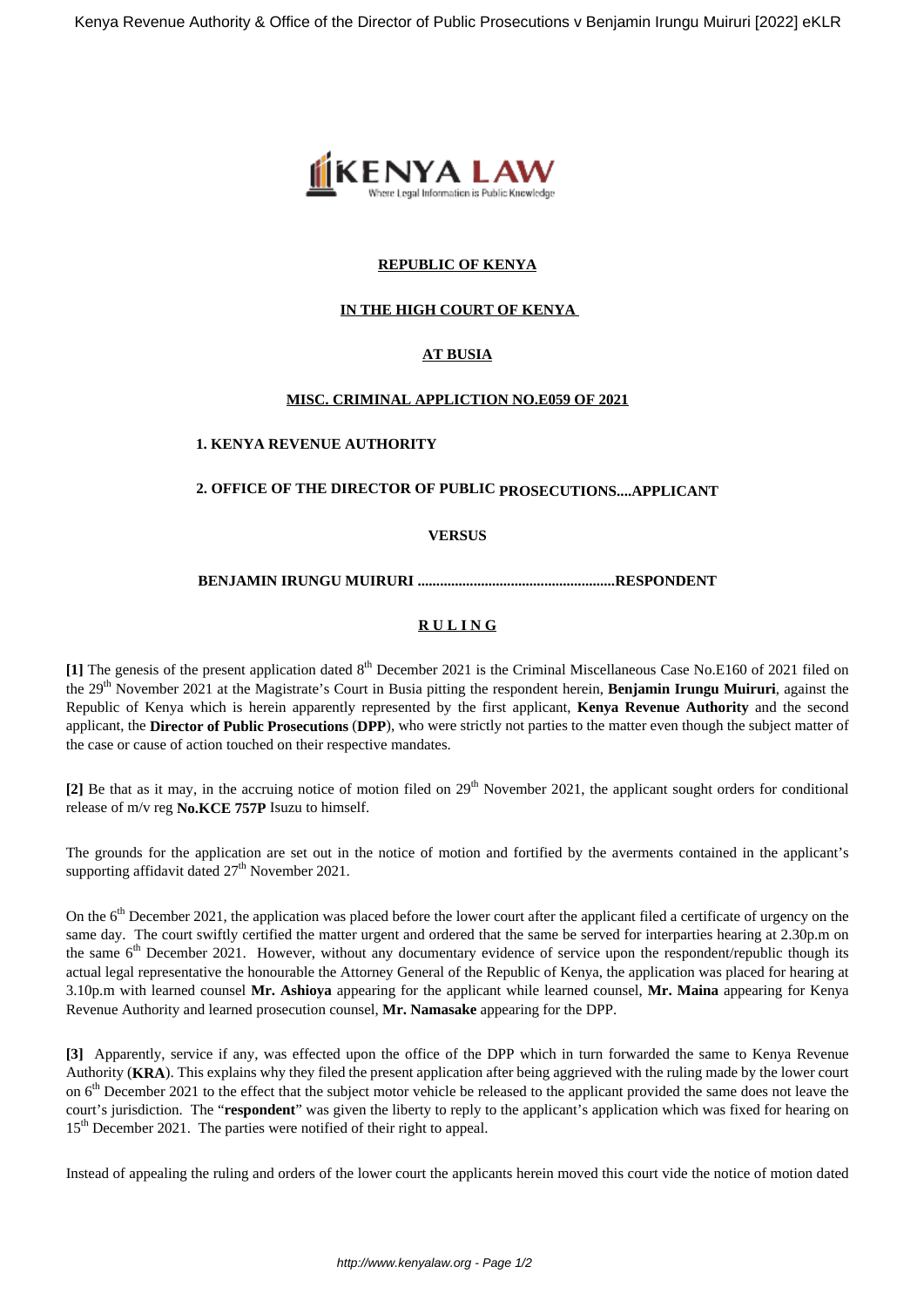**REPUBLIC OF KENYA**

**IN THE HIGH COURT OF KENYA**

**AT BUSIA**

**MISC. CRIMINAL APPLICTION NO.E059 OF 2021**

**1. KENYA REVENUE AUTHORITY**

**2. OFFICE OF THE DIRECTOR OF PUBLIC PROSECUTIONS....APPLICANT**

**VERSUS**

**BENJAMIN IRUNGU MUIRURI ....................................................RESPONDENT**

**R U L I N G**

**[1]** The genesis of the present application dated 8th December 2021 is the Criminal Miscellaneous Case No.E160 of 2021 filed on the 29th November 2021 at the Magistrate's Court in Busia pitting the respondent herein, **Benjamin Irungu Muiruri**, against the Republic of Kenya which is herein apparently represented by the first applicant, **Kenya Revenue Authority** and the second applicant, the **Director of Public Prosecutions** (**DPP**), who were strictly not parties to the matter even though the subject matter of the case or cause of action touched on their respective mandates.

**[2]** Be that as it may, in the accruing notice of motion filed on 29th November 2021, the applicant sought orders for conditional release of m/v reg **No.KCE 757P** Isuzu to himself.

The grounds for the application are set out in the notice of motion and fortified by the averments contained in the applicant's supporting affidavit dated 27th November 2021.

On the 6th December 2021, the application was placed before the lower court after the applicant filed a certificate of urgency on the same day. The court swiftly certified the matter urgent and ordered that the same be served for interparties hearing at 2.30p.m on the same 6th December 2021. However, without any documentary evidence of service upon the respondent/republic though its actual legal representative the honourable the Attorney General of the Republic of Kenya, the application was placed for hearing at 3.10p.m with learned counsel **Mr. Ashioya** appearing for the applicant while learned counsel, **Mr. Maina** appearing for Kenya Revenue Authority and learned prosecution counsel, **Mr. Namasake** appearing for the DPP.

**[3]** Apparently, service if any, was effected upon the office of the DPP which in turn forwarded the same to Kenya Revenue Authority (**KRA**). This explains why they filed the present application after being aggrieved with the ruling made by the lower court on 6th December 2021 to the effect that the subject motor vehicle be released to the applicant provided the same does not leave the court's jurisdiction. The "**respondent**" was given the liberty to reply to the applicant's application which was fixed for hearing on 15th December 2021. The parties were notified of their right to appeal.

Instead of appealing the ruling and orders of the lower court the applicants herein moved this court vide the notice of motion dated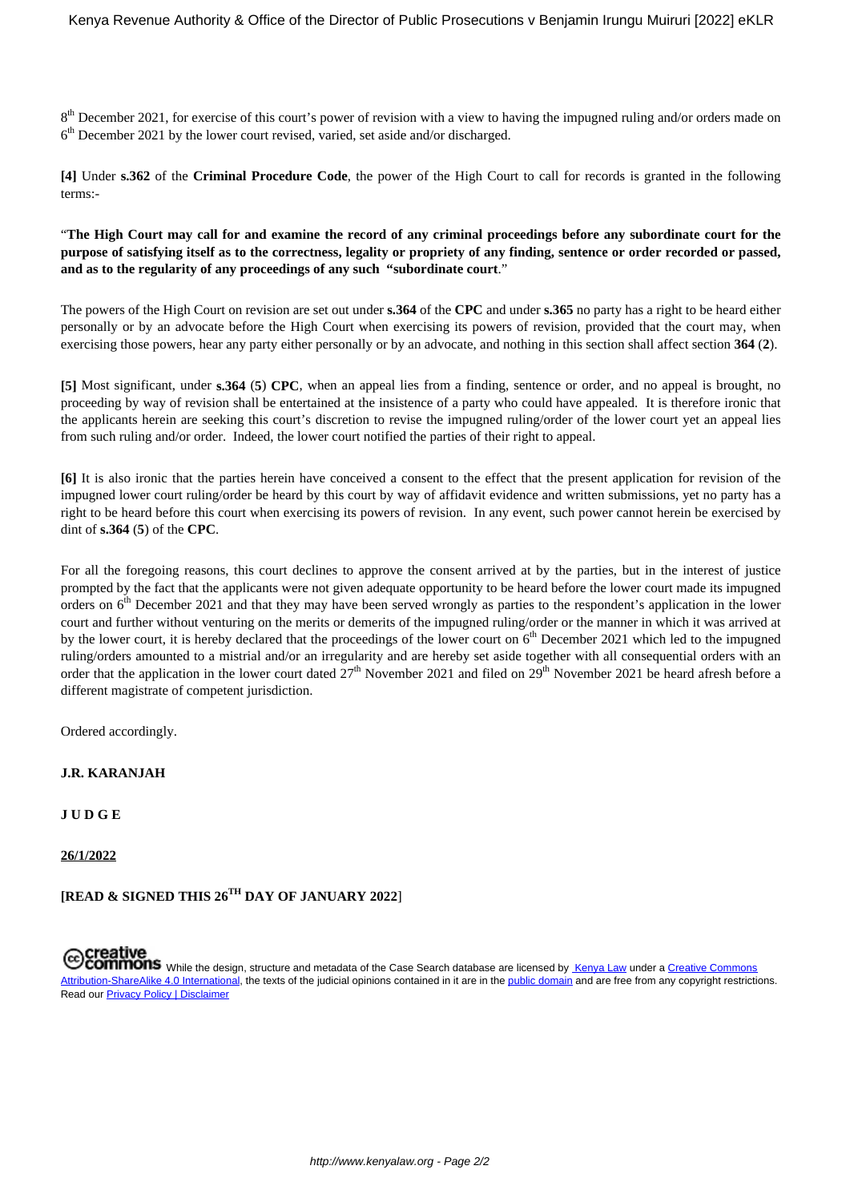8[th] December 2021, for exercise of this court's power of revision with a view to having the impugned ruling and/or orders made on 6[th] December 2021 by the lower court revised, varied, set aside and/or discharged.

**[4]** Under **s.362** of the **Criminal Procedure Code**, the power of the High Court to call for records is granted in the following terms:-

"**The High Court may call for and examine the record of any criminal proceedings before any subordinate court for the purpose of satisfying itself as to the correctness, legality or propriety of any finding, sentence or order recorded or passed, and as to the regularity of any proceedings of any such "subordinate court**."

The powers of the High Court on revision are set out under **s.364** of the **CPC** and under **s.365** no party has a right to be heard either personally or by an advocate before the High Court when exercising its powers of revision, provided that the court may, when exercising those powers, hear any party either personally or by an advocate, and nothing in this section shall affect section **364** (**2**).

**[5]** Most significant, under **s.364** (**5**) **CPC**, when an appeal lies from a finding, sentence or order, and no appeal is brought, no proceeding by way of revision shall be entertained at the insistence of a party who could have appealed. It is therefore ironic that the applicants herein are seeking this court's discretion to revise the impugned ruling/order of the lower court yet an appeal lies from such ruling and/or order. Indeed, the lower court notified the parties of their right to appeal.

**[6]** It is also ironic that the parties herein have conceived a consent to the effect that the present application for revision of the impugned lower court ruling/order be heard by this court by way of affidavit evidence and written submissions, yet no party has a right to be heard before this court when exercising its powers of revision. In any event, such power cannot herein be exercised by dint of **s.364** (**5**) of the **CPC**.

For all the foregoing reasons, this court declines to approve the consent arrived at by the parties, but in the interest of justice prompted by the fact that the applicants were not given adequate opportunity to be heard before the lower court made its impugned orders on 6[th] December 2021 and that they may have been served wrongly as parties to the respondent's application in the lower court and further without venturing on the merits or demerits of the impugned ruling/order or the manner in which it was arrived at by the lower court, it is hereby declared that the proceedings of the lower court on 6[th] December 2021 which led to the impugned ruling/orders amounted to a mistrial and/or an irregularity and are hereby set aside together with all consequential orders with an order that the application in the lower court dated 27[th] November 2021 and filed on 29[th] November 2021 be heard afresh before a different magistrate of competent jurisdiction.

Ordered accordingly.

**J.R. KARANJAH**

**J U D G E**

**26/1/2022**

**[READ & SIGNED THIS 26[TH] DAY OF JANUARY 2022]**

While the design, structure and metadata of the Case Search database are licensed by Kenya Law under a Creative Commons Attribution-ShareAlike 4.0 International, the texts of the judicial opinions contained in it are in the public domain and are free from any copyright restrictions. Read our Privacy Policy | Disclaimer